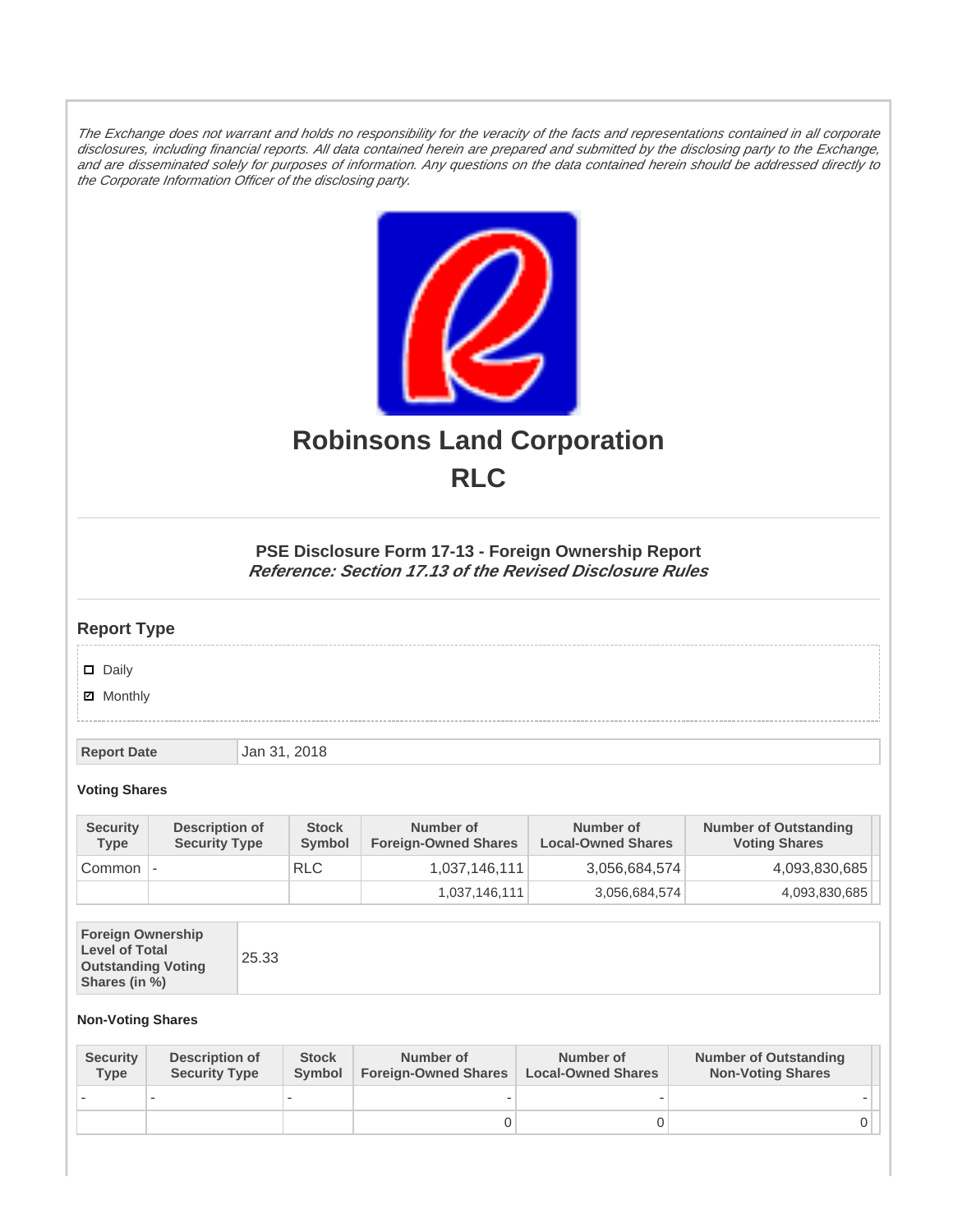*The Exchange does not warrant and holds no responsibility for the veracity of the facts and representations contained in all corporate disclosures, including financial reports. All data contained herein are prepared and submitted by the disclosing party to the Exchange, and are disseminated solely for purposes of information. Any questions on the data contained herein should be addressed directly to the Corporate Information Officer of the disclosing party.*

# Robinsons Land Corporation
# RLC

### PSE Disclosure Form 17-13 - Foreign Ownership Report
***Reference: Section 17.13 of the Revised Disclosure Rules***

## Report Type

- ☐ Daily
- ☑ Monthly

| Report Date | Jan 31, 2018 |
|---|---|

**Voting Shares**

| Security Type | Description of Security Type | Stock Symbol | Number of Foreign-Owned Shares | Number of Local-Owned Shares | Number of Outstanding Voting Shares |
|---|---|---|---|---|---|
| Common | - | RLC | 1,037,146,111 | 3,056,684,574 | 4,093,830,685 |
| | | | 1,037,146,111 | 3,056,684,574 | 4,093,830,685 |

| Foreign Ownership Level of Total Outstanding Voting Shares (in %) | 25.33 |
|---|---|

**Non-Voting Shares**

| Security Type | Description of Security Type | Stock Symbol | Number of Foreign-Owned Shares | Number of Local-Owned Shares | Number of Outstanding Non-Voting Shares |
|---|---|---|---|---|---|
| - | - | - | - | - | - |
| | | | 0 | 0 | 0 |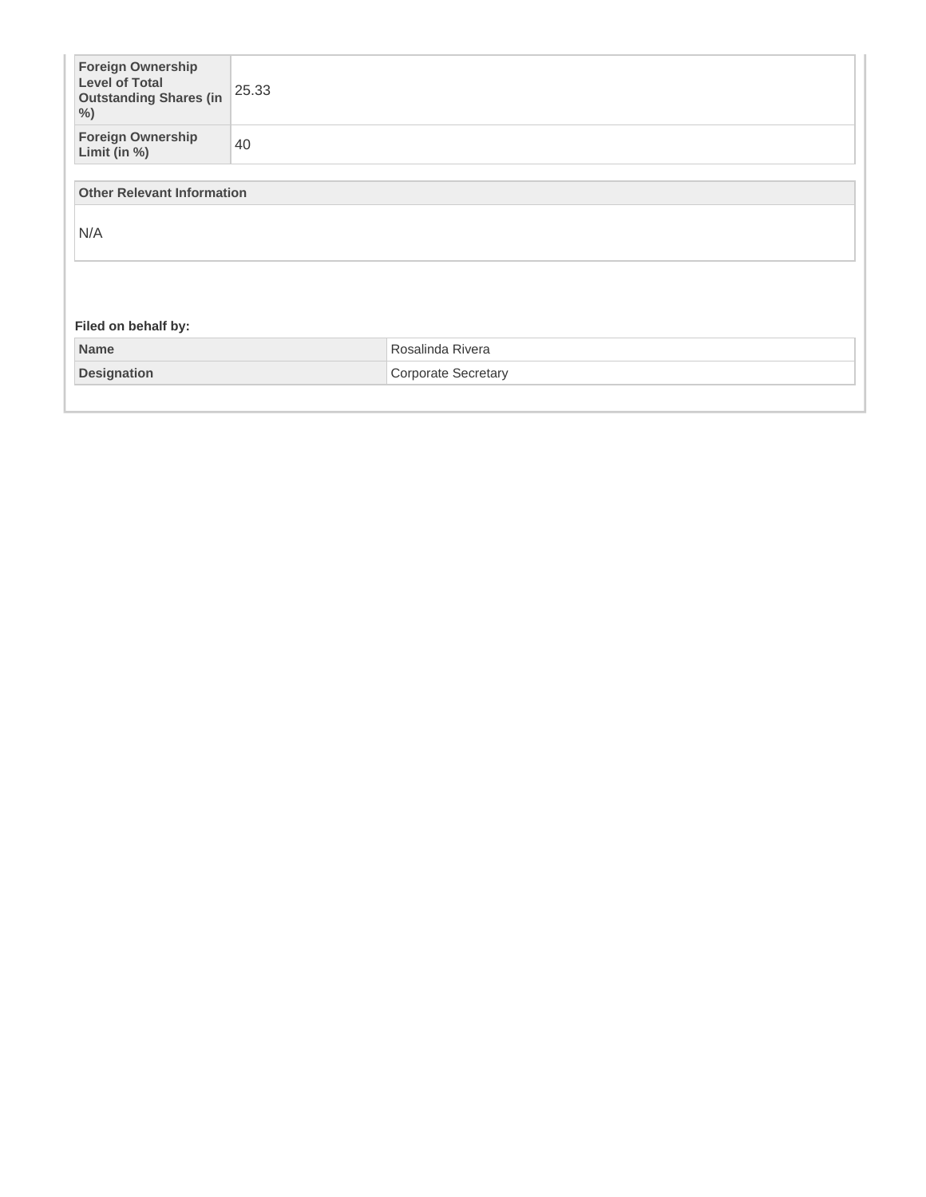| | |
|---|---|
| **Foreign Ownership Level of Total Outstanding Shares (in %)** | 25.33 |
| **Foreign Ownership Limit (in %)** | 40 |

| **Other Relevant Information** |
|---|
| N/A |

**Filed on behalf by:**

| | |
|---|---|
| **Name** | Rosalinda Rivera |
| **Designation** | Corporate Secretary |